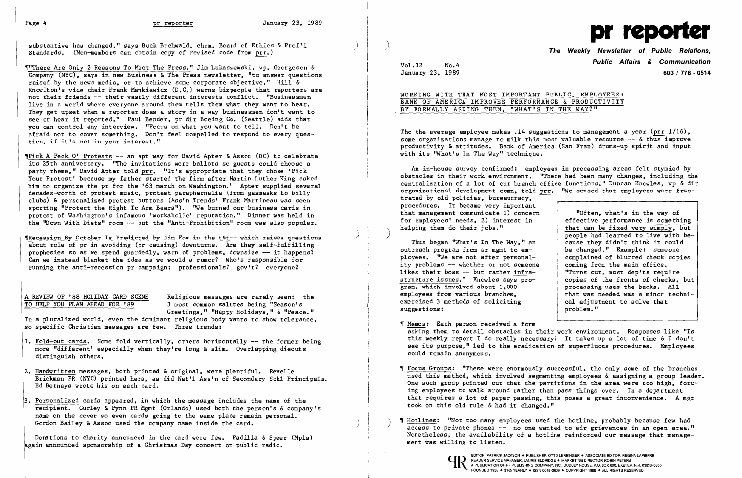substantive has changed," says Buck Buchwald, chrm, Board of Ethics & Prof'l Standards. (Non-members can obtain copy of revised code from prr.)

¶"There Are Only 2 Reasons To Meet The Press," Jim Lukaszewski, vp, Georgeson & Company (NYC), says in new Business & The Press newsletter, "to answer questions raised by the news media, or to achieve some corporate objective." Hill & Knowlton's vice chair Frank Mankiewicz (D.C.) warns bizpeople that reporters are not their friends -- their vastly different interests conflict. "Businessmen live in a world where everyone around them tells them what they want to hear. They get upset when a reporter does a story in a way businessmen don't want to see or hear it reported." Paul Bender, pr dir Boeing Co. (Seattle) adds that you can control any interview. "Focus on what you want to tell. Don't be afraid not to cover something. Don't feel compelled to respond to every question, if it's not in your interest."

¶Pick A Peck O' Protests -- an apt way for David Apter & Assoc (DC) to celebrate its 25th anniversary. "The invitations were ballots so guests could choose a party theme," David Apter told prr. "It's appropriate that they chose 'Pick Your Protest' because my father started the firm after Martin Luther King asked him to organize the pr for the '63 march on Washington." Apter supplied several decades-worth of protest music, protest paraphernalia (from gasmasks to billy clubs) & personalized protest buttons (Ass'n Trends' Frank Martineau was seen sporting "Protect the Right To Arm Bears"). "We burned our business cards in protest of Washington's infamous 'workaholic' reputation." Dinner was held in the "Down With Diets" room -- but the "Anti-Prohibition" room was also popular.

¶Recession By October Is Predicted by Jim Fox in the t&t-- which raises questions about role of pr in avoiding (or causing) downturns. Are they self-fulfilling prophesies so as we spend guardedly, warn of problems, downsize -- it happens? Can we instead blanket the idea as we would a rumor? Who's responsible for running the anti-recession pr campaign: professionals? gov't? everyone?

## A REVIEW OF '88 HOLIDAY CARD SCENE TO HELP YOU PLAN AHEAD FOR '89

Religious messages are rarely seen: the 3 most common salutes being "Season's Greetings," "Happy Holidays," & "Peace." In a pluralized world, even the dominant religious body wants to show tolerance, so specific Christian messages are few. Three trends:

1. Fold-out cards. Some fold vertically, others horizontally -- the former being more "different" especially when they're long & slim. Overlapping diecuts distinguish others.

2. Handwritten messages, both printed & original, were plentiful. Revelle Brickman PR (NYC) printed hers, as did Nat'l Ass'n of Secondary Schl Principals. Ed Bernays wrote his on each card.

3. Personalized cards appeared, in which the message includes the name of the recipient. Curley & Pynn PR Mgmt (Orlando) used both the person's & company's name on the cover so even cards going to the same place remain personal. Gordon Bailey & Assoc used the company name inside the card.

Donations to charity announced in the card were few. Padilla & Speer (Mpls) again announced sponsorship of a Christmas Day concert on public radio.

# pr reporter

**The Weekly Newsletter of Public Relations, Public Affairs & Communication**

Vol.32 No.4
January 23, 1989

603 / 778 - 0514

## WORKING WITH THAT MOST IMPORTANT PUBLIC, EMPLOYEES: BANK OF AMERICA IMPROVES PERFORMANCE & PRODUCTIVITY BY FORMALLY ASKING THEM, "WHAT'S IN THE WAY?"

Tho the average employee makes .14 suggestions to management a year (prr 1/16), some organizations manage to milk this most valuable resource -- & thus improve productivity & attitudes. Bank of America (San Fran) drums-up spirit and input with its "What's In The Way" technique.

An in-house survey confirmed: employees in processing areas felt stymied by obstacles in their work environment. "There had been many changes, including the centralization of a lot of our branch office functions," Duncan Knowles, vp & dir organizational development comn, told prr. "We sensed that employees were frustrated by old policies, bureaucracy, procedures. It became very important that management communicate 1) concern for employees' needs, 2) interest in helping them do their jobs."

> "Often, what's in the way of effective performance is something that can be fixed very simply, but people had learned to live with because they didn't think it could be changed." Example: someone complained of blurred check copies coming from the main office. "Turns out, most dep'ts require copies of the fronts of checks, but processing uses the backs. All that was needed was a minor technical adjustment to solve that problem."

Thus began "What's In The Way," an outreach program from sr mgmt to employees. "We are not after personality problems -- whether or not someone likes their boss -- but rather infrastructure issues." Knowles says program, which involved about 1,000 employees from various branches, exercised 3 methods of soliciting suggestions:

¶ Memos: Each person received a form asking them to detail obstacles in their work environment. Responses like "Is this weekly report I do really necessary? It takes up a lot of time & I don't see its purpose," led to the eradication of superfluous procedures. Employees could remain anonymous.

¶ Focus Groups: "These were enormously successful, tho only some of the branches used this method, which involved segmenting employees & assigning a group leader. One such group pointed out that the partitions in the area were too high, forcing employees to walk around rather than pass things over. In a department that requires a lot of paper passing, this poses a great inconvenience. A mgr took on this old rule & had it changed."

¶ Hotlines: "Not too many employees used the hotline, probably because few had access to private phones -- no one wanted to air grievances in an open area." Nonetheless, the availability of a hotline reinforced our message that management was willing to listen.

EDITOR, PATRICK JACKSON • PUBLISHER, OTTO LERBINGER • ASSOCIATE EDITOR, REGINA LAPIERRE
READER SERVICE MANAGER, LAURIE ELDRIDGE • MARKETING DIRECTOR, ROBIN PETERS
A PUBLICATION OF PR PUBLISHING COMPANY, INC., DUDLEY HOUSE, P.O. BOX 600, EXETER, N.H. 03833-0600
FOUNDED 1958 • $165 YEARLY • ISSN 0048-2609 • COPYRIGHT 1989 • ALL RIGHTS RESERVED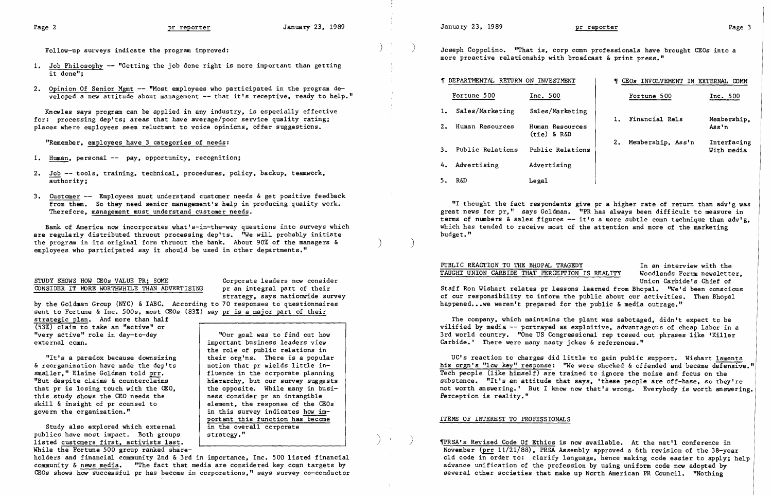Follow-up surveys indicate the program improved:

1. Job Philosophy -- "Getting the job done right is more important than getting it done";

2. Opinion Of Senior Mgmt -- "Most employees who participated in the program developed a new attitude about management -- that it's receptive, ready to help."

Knowles says program can be applied in any industry, is especially effective for: processing dep'ts; areas that have average/poor service quality rating; places where employees seem reluctant to voice opinions, offer suggestions.

"Remember, employees have 3 categories of needs:

1. Human, personal -- pay, opportunity, recognition;

2. Job -- tools, training, technical, procedures, policy, backup, teamwork, authority;

3. Customer -- Employees must understand customer needs & get positive feedback from them. So they need senior management's help in producing quality work. Therefore, management must understand customer needs.

Bank of America now incorporates what's-in-the-way questions into surveys which are regularly distributed thruout processing dep'ts. "We will probably initiate the program in its original form thruout the bank. About 90% of the managers & employees who participated say it should be used in other departments."

## STUDY SHOWS HOW CEOs VALUE PR; SOME CONSIDER IT MORE WORTHWHILE THAN ADVERTISING

Corporate leaders now consider pr an integral part of their strategy, says nationwide survey by the Goldman Group (NYC) & IABC. According to 70 responses to questionnaires sent to Fortune & Inc. 500s, most CEOs (83%) say pr is a major part of their strategic plan. And more than half (53%) claim to take an "active" or "very active" role in day-to-day external comn.

"It's a paradox because downsizing & reorganization have made the dep'ts smaller," Elaine Goldman told prr. "But despite claims & counterclaims that pr is losing touch with the CEO, this study shows the CEO needs the skill & insight of pr counsel to govern the organization."

> "Our goal was to find out how important business leaders view the role of public relations in their org'ns. There is a popular notion that pr wields little influence in the corporate planning hierarchy, but our survey suggests the opposite. While many in business consider pr an intangible element, the response of the CEOs in this survey indicates how important this function has become in the overall corporate strategy."

Study also explored which external publics have most impact. Both groups listed customers first, activists last. While the Fortune 500 group ranked shareholders and financial community 2nd & 3rd in importance, Inc. 500 listed financial community & news media. "The fact that media are considered key comn targets by CEOs shows how successful pr has become in corporations," says survey co-conductor Joseph Coppolino. "That is, corp comn professionals have brought CEOs into a more proactive relationship with broadcast & print press."

¶ DEPARTMENTAL RETURN ON INVESTMENT

| | Fortune 500 | Inc. 500 |
|---|---|---|
| 1. | Sales/Marketing | Sales/Marketing |
| 2. | Human Resources | Human Resources (tie) & R&D |
| 3. | Public Relations | Public Relations |
| 4. | Advertising | Advertising |
| 5. | R&D | Legal |

¶ CEOs INVOLVEMENT IN EXTERNAL COMN

| | Fortune 500 | Inc. 500 |
|---|---|---|
| 1. | Financial Rels | Membership, Ass'n |
| 2. | Membership, Ass'n | Interfacing With media |

"I thought the fact respondents give pr a higher rate of return than adv'g was great news for pr," says Goldman. "PR has always been difficult to measure in terms of numbers & sales figures -- it's a more subtle comn technique than adv'g, which has tended to receive most of the attention and more of the marketing budget."

## PUBLIC REACTION TO THE BHOPAL TRAGEDY TAUGHT UNION CARBIDE THAT PERCEPTION IS REALITY

In an interview with the Woodlands Forum newsletter, Union Carbide's Chief of Staff Ron Wishart relates pr lessons learned from Bhopal. "We'd been conscious of our responsibility to inform the public about our activities. Then Bhopal happened...we weren't prepared for the public & media outrage."

The company, which maintains the plant was sabotaged, didn't expect to be vilified by media -- portrayed as exploitive, advantageous of cheap labor in a 3rd world country. "One US Congressional rep tossed out phrases like 'Killer Carbide.' There were many nasty jokes & references."

UC's reaction to charges did little to gain public support. Wishart laments his orgn's "low key" response: "We were shocked & offended and became defensive." Tech people (like himself) are trained to ignore the noise and focus on the substance. "It's an attitude that says, 'these people are off-base, so they're not worth answering.' But I know now that's wrong. Everybody is worth answering. Perception is reality."

## ITEMS OF INTEREST TO PROFESSIONALS

¶PRSA's Revised Code Of Ethics is now available. At the nat'l conference in November (prr 11/21/88), PRSA Assembly approved a 6th revision of the 38-year old code in order to: clarify language, hence making code easier to apply; help advance unification of the profession by using uniform code now adopted by several other societies that make up North American PR Council. "Nothing